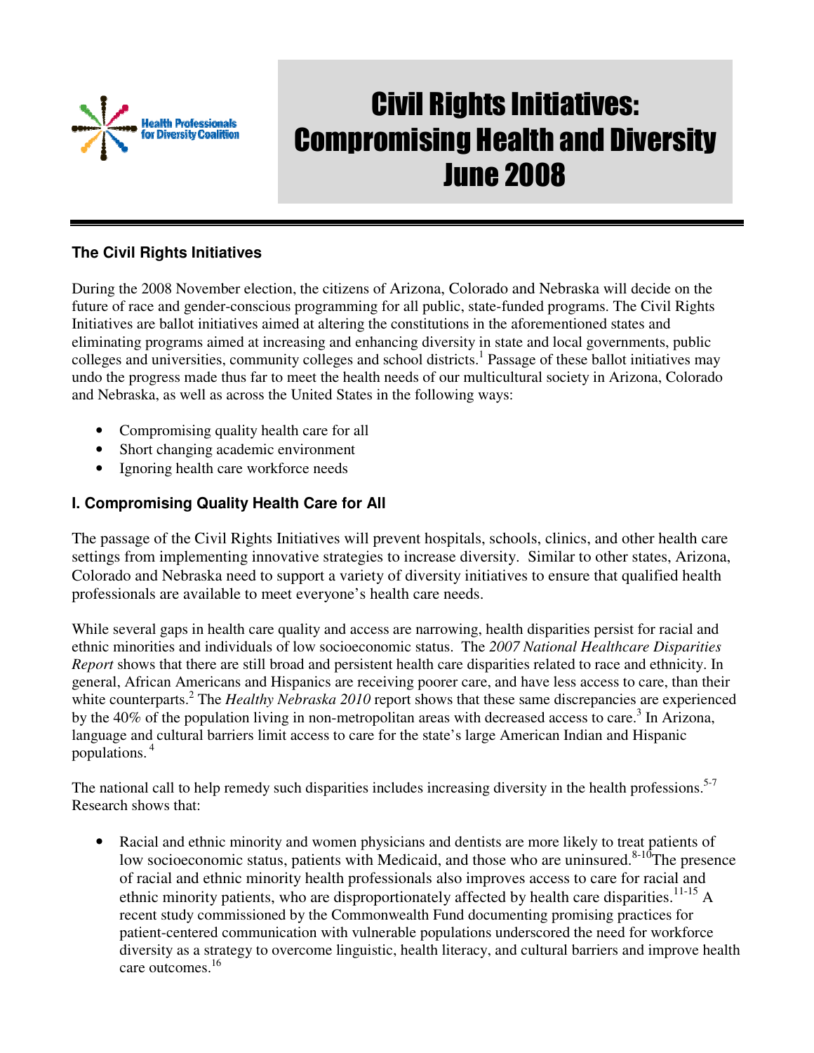Health Professionals for Diversity Coalition

# Civil Rights Initiatives: Compromising Health and Diversity June 2008

## The Civil Rights Initiatives

During the 2008 November election, the citizens of Arizona, Colorado and Nebraska will decide on the future of race and gender-conscious programming for all public, state-funded programs. The Civil Rights Initiatives are ballot initiatives aimed at altering the constitutions in the aforementioned states and eliminating programs aimed at increasing and enhancing diversity in state and local governments, public colleges and universities, community colleges and school districts.[1] Passage of these ballot initiatives may undo the progress made thus far to meet the health needs of our multicultural society in Arizona, Colorado and Nebraska, as well as across the United States in the following ways:

- Compromising quality health care for all
- Short changing academic environment
- Ignoring health care workforce needs

## I. Compromising Quality Health Care for All

The passage of the Civil Rights Initiatives will prevent hospitals, schools, clinics, and other health care settings from implementing innovative strategies to increase diversity. Similar to other states, Arizona, Colorado and Nebraska need to support a variety of diversity initiatives to ensure that qualified health professionals are available to meet everyone's health care needs.

While several gaps in health care quality and access are narrowing, health disparities persist for racial and ethnic minorities and individuals of low socioeconomic status. The *2007 National Healthcare Disparities Report* shows that there are still broad and persistent health care disparities related to race and ethnicity. In general, African Americans and Hispanics are receiving poorer care, and have less access to care, than their white counterparts.[2] The *Healthy Nebraska 2010* report shows that these same discrepancies are experienced by the 40% of the population living in non-metropolitan areas with decreased access to care.[3] In Arizona, language and cultural barriers limit access to care for the state's large American Indian and Hispanic populations.[4]

The national call to help remedy such disparities includes increasing diversity in the health professions.[5-7] Research shows that:

- Racial and ethnic minority and women physicians and dentists are more likely to treat patients of low socioeconomic status, patients with Medicaid, and those who are uninsured.[8-10] The presence of racial and ethnic minority health professionals also improves access to care for racial and ethnic minority patients, who are disproportionately affected by health care disparities.[11-15] A recent study commissioned by the Commonwealth Fund documenting promising practices for patient-centered communication with vulnerable populations underscored the need for workforce diversity as a strategy to overcome linguistic, health literacy, and cultural barriers and improve health care outcomes.[16]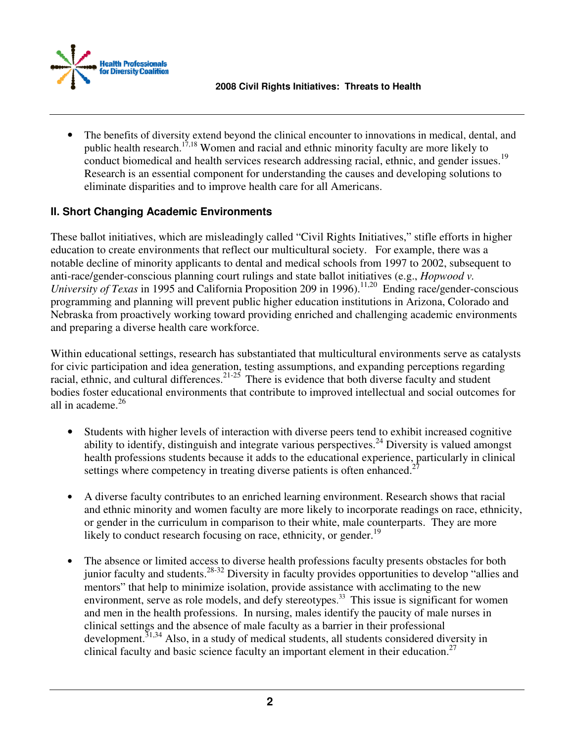- The benefits of diversity extend beyond the clinical encounter to innovations in medical, dental, and public health research.[17,18] Women and racial and ethnic minority faculty are more likely to conduct biomedical and health services research addressing racial, ethnic, and gender issues.[19] Research is an essential component for understanding the causes and developing solutions to eliminate disparities and to improve health care for all Americans.

## II. Short Changing Academic Environments

These ballot initiatives, which are misleadingly called "Civil Rights Initiatives," stifle efforts in higher education to create environments that reflect our multicultural society. For example, there was a notable decline of minority applicants to dental and medical schools from 1997 to 2002, subsequent to anti-race/gender-conscious planning court rulings and state ballot initiatives (e.g., *Hopwood v. University of Texas* in 1995 and California Proposition 209 in 1996).[11,20] Ending race/gender-conscious programming and planning will prevent public higher education institutions in Arizona, Colorado and Nebraska from proactively working toward providing enriched and challenging academic environments and preparing a diverse health care workforce.

Within educational settings, research has substantiated that multicultural environments serve as catalysts for civic participation and idea generation, testing assumptions, and expanding perceptions regarding racial, ethnic, and cultural differences.[21-25] There is evidence that both diverse faculty and student bodies foster educational environments that contribute to improved intellectual and social outcomes for all in academe.[26]

- Students with higher levels of interaction with diverse peers tend to exhibit increased cognitive ability to identify, distinguish and integrate various perspectives.[24] Diversity is valued amongst health professions students because it adds to the educational experience, particularly in clinical settings where competency in treating diverse patients is often enhanced.[27]

- A diverse faculty contributes to an enriched learning environment. Research shows that racial and ethnic minority and women faculty are more likely to incorporate readings on race, ethnicity, or gender in the curriculum in comparison to their white, male counterparts. They are more likely to conduct research focusing on race, ethnicity, or gender.[19]

- The absence or limited access to diverse health professions faculty presents obstacles for both junior faculty and students.[28-32] Diversity in faculty provides opportunities to develop "allies and mentors" that help to minimize isolation, provide assistance with acclimating to the new environment, serve as role models, and defy stereotypes.[33] This issue is significant for women and men in the health professions. In nursing, males identify the paucity of male nurses in clinical settings and the absence of male faculty as a barrier in their professional development.[31,34] Also, in a study of medical students, all students considered diversity in clinical faculty and basic science faculty an important element in their education.[27]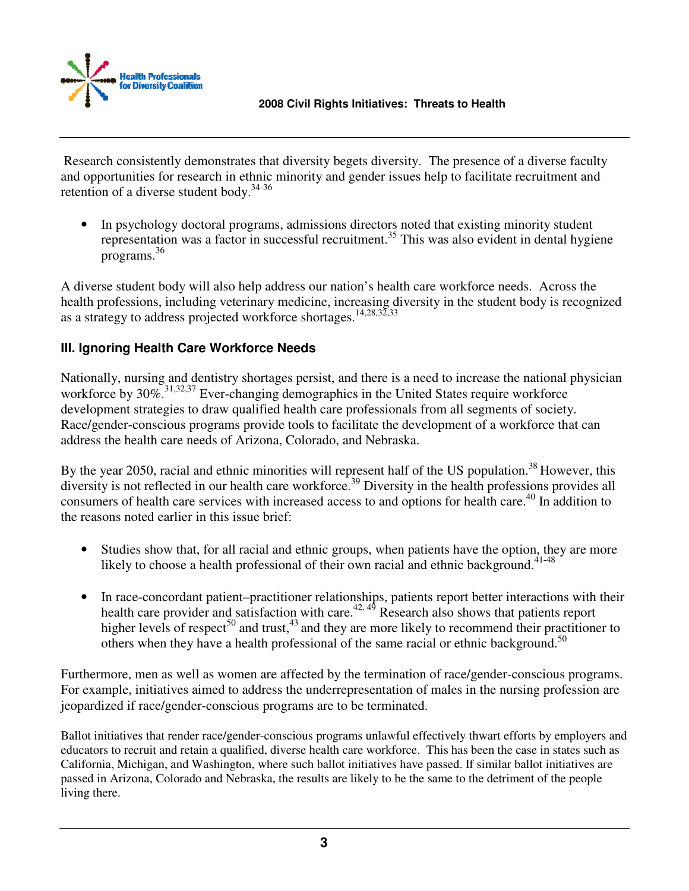Research consistently demonstrates that diversity begets diversity. The presence of a diverse faculty and opportunities for research in ethnic minority and gender issues help to facilitate recruitment and retention of a diverse student body.[34-36]

- In psychology doctoral programs, admissions directors noted that existing minority student representation was a factor in successful recruitment.[35] This was also evident in dental hygiene programs.[36]

A diverse student body will also help address our nation's health care workforce needs. Across the health professions, including veterinary medicine, increasing diversity in the student body is recognized as a strategy to address projected workforce shortages.[14,28,32,33]

### III. Ignoring Health Care Workforce Needs

Nationally, nursing and dentistry shortages persist, and there is a need to increase the national physician workforce by 30%.[31,32,37] Ever-changing demographics in the United States require workforce development strategies to draw qualified health care professionals from all segments of society. Race/gender-conscious programs provide tools to facilitate the development of a workforce that can address the health care needs of Arizona, Colorado, and Nebraska.

By the year 2050, racial and ethnic minorities will represent half of the US population.[38] However, this diversity is not reflected in our health care workforce.[39] Diversity in the health professions provides all consumers of health care services with increased access to and options for health care.[40] In addition to the reasons noted earlier in this issue brief:

- Studies show that, for all racial and ethnic groups, when patients have the option, they are more likely to choose a health professional of their own racial and ethnic background.[41-48]

- In race-concordant patient–practitioner relationships, patients report better interactions with their health care provider and satisfaction with care.[42, 49] Research also shows that patients report higher levels of respect[50] and trust,[43] and they are more likely to recommend their practitioner to others when they have a health professional of the same racial or ethnic background.[50]

Furthermore, men as well as women are affected by the termination of race/gender-conscious programs. For example, initiatives aimed to address the underrepresentation of males in the nursing profession are jeopardized if race/gender-conscious programs are to be terminated.

Ballot initiatives that render race/gender-conscious programs unlawful effectively thwart efforts by employers and educators to recruit and retain a qualified, diverse health care workforce. This has been the case in states such as California, Michigan, and Washington, where such ballot initiatives have passed. If similar ballot initiatives are passed in Arizona, Colorado and Nebraska, the results are likely to be the same to the detriment of the people living there.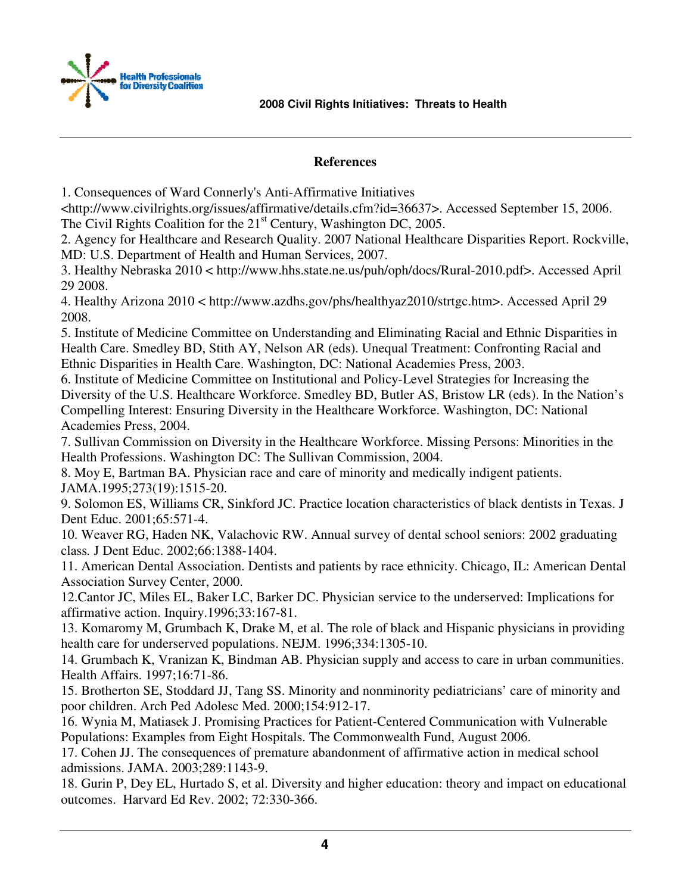## References

1. Consequences of Ward Connerly's Anti-Affirmative Initiatives <http://www.civilrights.org/issues/affirmative/details.cfm?id=36637>. Accessed September 15, 2006. The Civil Rights Coalition for the 21st Century, Washington DC, 2005.
2. Agency for Healthcare and Research Quality. 2007 National Healthcare Disparities Report. Rockville, MD: U.S. Department of Health and Human Services, 2007.
3. Healthy Nebraska 2010 < http://www.hhs.state.ne.us/puh/oph/docs/Rural-2010.pdf>. Accessed April 29 2008.
4. Healthy Arizona 2010 < http://www.azdhs.gov/phs/healthyaz2010/strtgc.htm>. Accessed April 29 2008.
5. Institute of Medicine Committee on Understanding and Eliminating Racial and Ethnic Disparities in Health Care. Smedley BD, Stith AY, Nelson AR (eds). Unequal Treatment: Confronting Racial and Ethnic Disparities in Health Care. Washington, DC: National Academies Press, 2003.
6. Institute of Medicine Committee on Institutional and Policy-Level Strategies for Increasing the Diversity of the U.S. Healthcare Workforce. Smedley BD, Butler AS, Bristow LR (eds). In the Nation's Compelling Interest: Ensuring Diversity in the Healthcare Workforce. Washington, DC: National Academies Press, 2004.
7. Sullivan Commission on Diversity in the Healthcare Workforce. Missing Persons: Minorities in the Health Professions. Washington DC: The Sullivan Commission, 2004.
8. Moy E, Bartman BA. Physician race and care of minority and medically indigent patients. JAMA.1995;273(19):1515-20.
9. Solomon ES, Williams CR, Sinkford JC. Practice location characteristics of black dentists in Texas. J Dent Educ. 2001;65:571-4.
10. Weaver RG, Haden NK, Valachovic RW. Annual survey of dental school seniors: 2002 graduating class. J Dent Educ. 2002;66:1388-1404.
11. American Dental Association. Dentists and patients by race ethnicity. Chicago, IL: American Dental Association Survey Center, 2000.
12. Cantor JC, Miles EL, Baker LC, Barker DC. Physician service to the underserved: Implications for affirmative action. Inquiry.1996;33:167-81.
13. Komaromy M, Grumbach K, Drake M, et al. The role of black and Hispanic physicians in providing health care for underserved populations. NEJM. 1996;334:1305-10.
14. Grumbach K, Vranizan K, Bindman AB. Physician supply and access to care in urban communities. Health Affairs. 1997;16:71-86.
15. Brotherton SE, Stoddard JJ, Tang SS. Minority and nonminority pediatricians' care of minority and poor children. Arch Ped Adolesc Med. 2000;154:912-17.
16. Wynia M, Matiasek J. Promising Practices for Patient-Centered Communication with Vulnerable Populations: Examples from Eight Hospitals. The Commonwealth Fund, August 2006.
17. Cohen JJ. The consequences of premature abandonment of affirmative action in medical school admissions. JAMA. 2003;289:1143-9.
18. Gurin P, Dey EL, Hurtado S, et al. Diversity and higher education: theory and impact on educational outcomes. Harvard Ed Rev. 2002; 72:330-366.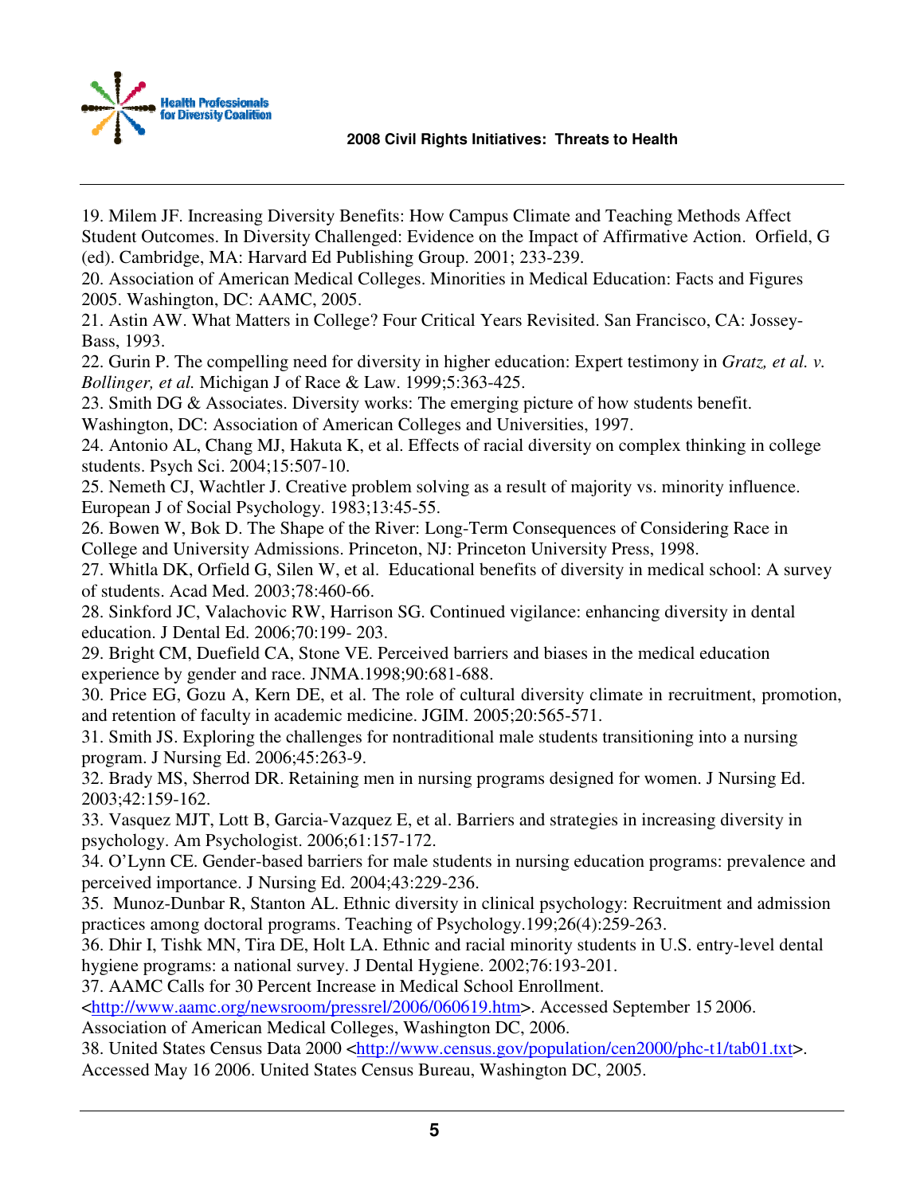19. Milem JF. Increasing Diversity Benefits: How Campus Climate and Teaching Methods Affect Student Outcomes. In Diversity Challenged: Evidence on the Impact of Affirmative Action. Orfield, G (ed). Cambridge, MA: Harvard Ed Publishing Group. 2001; 233-239.
20. Association of American Medical Colleges. Minorities in Medical Education: Facts and Figures 2005. Washington, DC: AAMC, 2005.
21. Astin AW. What Matters in College? Four Critical Years Revisited. San Francisco, CA: Jossey-Bass, 1993.
22. Gurin P. The compelling need for diversity in higher education: Expert testimony in *Gratz, et al. v. Bollinger, et al.* Michigan J of Race & Law. 1999;5:363-425.
23. Smith DG & Associates. Diversity works: The emerging picture of how students benefit. Washington, DC: Association of American Colleges and Universities, 1997.
24. Antonio AL, Chang MJ, Hakuta K, et al. Effects of racial diversity on complex thinking in college students. Psych Sci. 2004;15:507-10.
25. Nemeth CJ, Wachtler J. Creative problem solving as a result of majority vs. minority influence. European J of Social Psychology. 1983;13:45-55.
26. Bowen W, Bok D. The Shape of the River: Long-Term Consequences of Considering Race in College and University Admissions. Princeton, NJ: Princeton University Press, 1998.
27. Whitla DK, Orfield G, Silen W, et al. Educational benefits of diversity in medical school: A survey of students. Acad Med. 2003;78:460-66.
28. Sinkford JC, Valachovic RW, Harrison SG. Continued vigilance: enhancing diversity in dental education. J Dental Ed. 2006;70:199- 203.
29. Bright CM, Duefield CA, Stone VE. Perceived barriers and biases in the medical education experience by gender and race. JNMA.1998;90:681-688.
30. Price EG, Gozu A, Kern DE, et al. The role of cultural diversity climate in recruitment, promotion, and retention of faculty in academic medicine. JGIM. 2005;20:565-571.
31. Smith JS. Exploring the challenges for nontraditional male students transitioning into a nursing program. J Nursing Ed. 2006;45:263-9.
32. Brady MS, Sherrod DR. Retaining men in nursing programs designed for women. J Nursing Ed. 2003;42:159-162.
33. Vasquez MJT, Lott B, Garcia-Vazquez E, et al. Barriers and strategies in increasing diversity in psychology. Am Psychologist. 2006;61:157-172.
34. O'Lynn CE. Gender-based barriers for male students in nursing education programs: prevalence and perceived importance. J Nursing Ed. 2004;43:229-236.
35. Munoz-Dunbar R, Stanton AL. Ethnic diversity in clinical psychology: Recruitment and admission practices among doctoral programs. Teaching of Psychology.199;26(4):259-263.
36. Dhir I, Tishk MN, Tira DE, Holt LA. Ethnic and racial minority students in U.S. entry-level dental hygiene programs: a national survey. J Dental Hygiene. 2002;76:193-201.
37. AAMC Calls for 30 Percent Increase in Medical School Enrollment. <http://www.aamc.org/newsroom/pressrel/2006/060619.htm>. Accessed September 15 2006. Association of American Medical Colleges, Washington DC, 2006.
38. United States Census Data 2000 <http://www.census.gov/population/cen2000/phc-t1/tab01.txt>. Accessed May 16 2006. United States Census Bureau, Washington DC, 2005.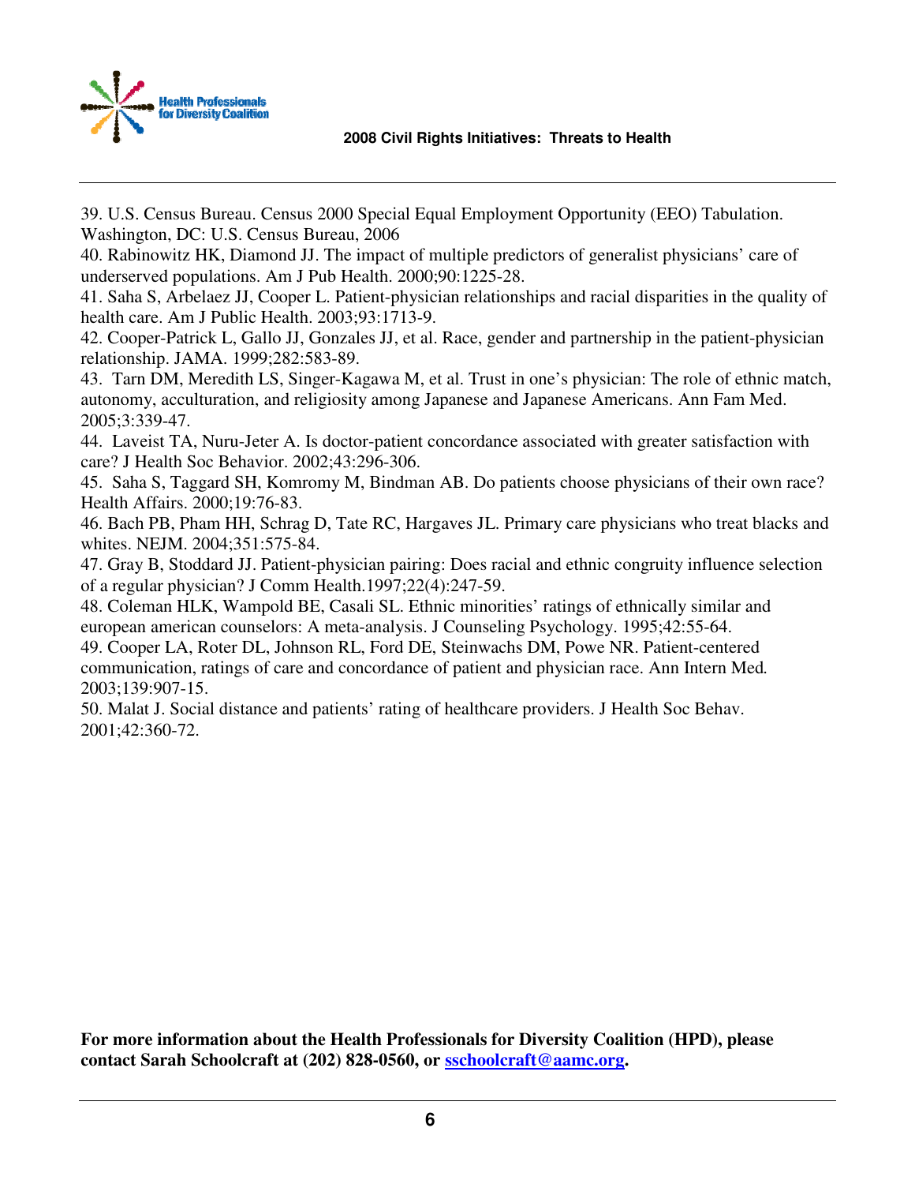39. U.S. Census Bureau. Census 2000 Special Equal Employment Opportunity (EEO) Tabulation. Washington, DC: U.S. Census Bureau, 2006

40. Rabinowitz HK, Diamond JJ. The impact of multiple predictors of generalist physicians' care of underserved populations. Am J Pub Health. 2000;90:1225-28.

41. Saha S, Arbelaez JJ, Cooper L. Patient-physician relationships and racial disparities in the quality of health care. Am J Public Health. 2003;93:1713-9.

42. Cooper-Patrick L, Gallo JJ, Gonzales JJ, et al. Race, gender and partnership in the patient-physician relationship. JAMA. 1999;282:583-89.

43. Tarn DM, Meredith LS, Singer-Kagawa M, et al. Trust in one's physician: The role of ethnic match, autonomy, acculturation, and religiosity among Japanese and Japanese Americans. Ann Fam Med. 2005;3:339-47.

44. Laveist TA, Nuru-Jeter A. Is doctor-patient concordance associated with greater satisfaction with care? J Health Soc Behavior. 2002;43:296-306.

45. Saha S, Taggard SH, Komromy M, Bindman AB. Do patients choose physicians of their own race? Health Affairs. 2000;19:76-83.

46. Bach PB, Pham HH, Schrag D, Tate RC, Hargaves JL. Primary care physicians who treat blacks and whites. NEJM. 2004;351:575-84.

47. Gray B, Stoddard JJ. Patient-physician pairing: Does racial and ethnic congruity influence selection of a regular physician? J Comm Health.1997;22(4):247-59.

48. Coleman HLK, Wampold BE, Casali SL. Ethnic minorities' ratings of ethnically similar and european american counselors: A meta-analysis. J Counseling Psychology. 1995;42:55-64.

49. Cooper LA, Roter DL, Johnson RL, Ford DE, Steinwachs DM, Powe NR. Patient-centered communication, ratings of care and concordance of patient and physician race. Ann Intern Med. 2003;139:907-15.

50. Malat J. Social distance and patients' rating of healthcare providers. J Health Soc Behav. 2001;42:360-72.

**For more information about the Health Professionals for Diversity Coalition (HPD), please contact Sarah Schoolcraft at (202) 828-0560, or [sschoolcraft@aamc.org](mailto:sschoolcraft@aamc.org).**